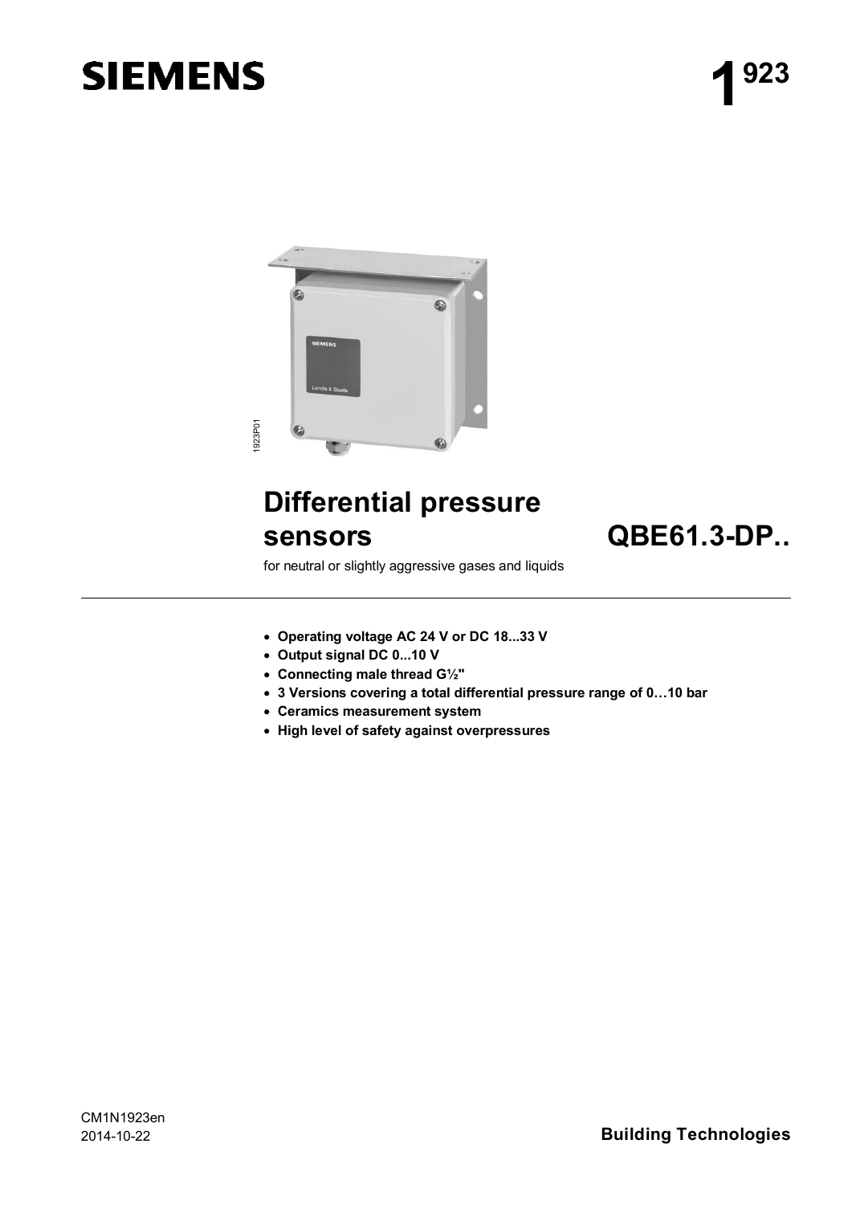SIEMENS

# 1 923

## Differential pressure sensors QBE61.3-DP..

for neutral or slightly aggressive gases and liquids

- **Operating voltage AC 24 V or DC 18...33 V**
- **Output signal DC 0...10 V**
- **Connecting male thread G½"**
- **3 Versions covering a total differential pressure range of 0…10 bar**
- **Ceramics measurement system**
- **High level of safety against overpressures**

CM1N1923en
2014-10-22

**Building Technologies**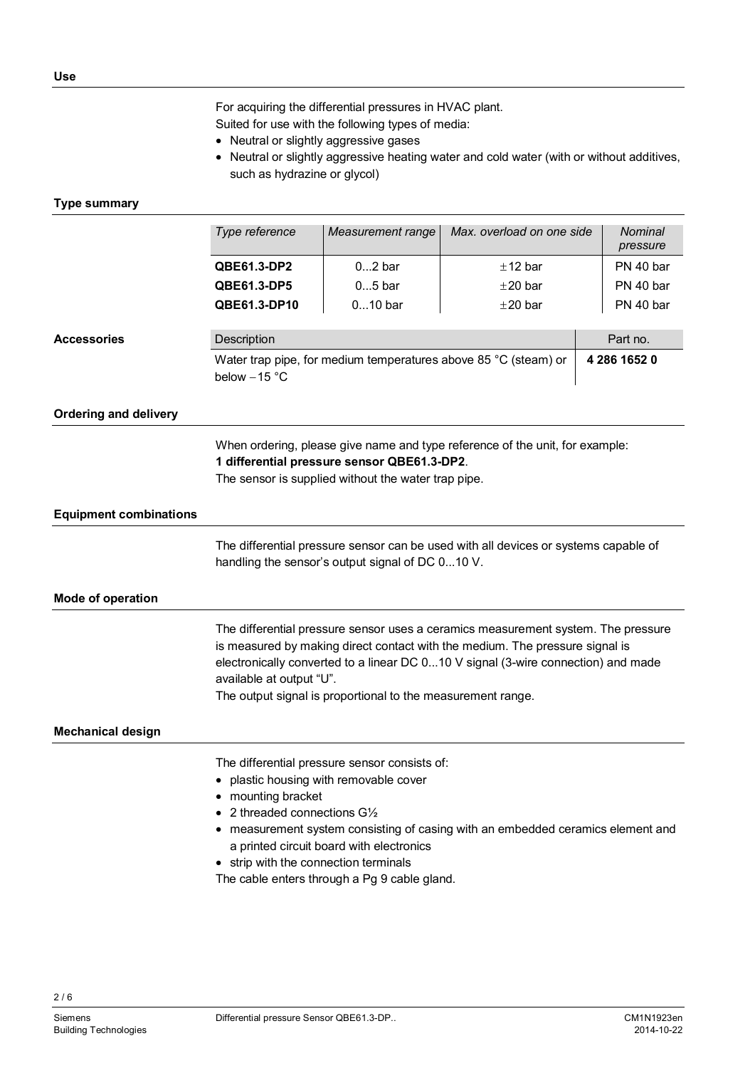## Use

For acquiring the differential pressures in HVAC plant.
Suited for use with the following types of media:

- Neutral or slightly aggressive gases
- Neutral or slightly aggressive heating water and cold water (with or without additives, such as hydrazine or glycol)

## Type summary

| *Type reference* | *Measurement range* | *Max. overload on one side* | *Nominal pressure* |
|---|---|---|---|
| **QBE61.3-DP2** | 0...2 bar | ±12 bar | PN 40 bar |
| **QBE61.3-DP5** | 0...5 bar | ±20 bar | PN 40 bar |
| **QBE61.3-DP10** | 0...10 bar | ±20 bar | PN 40 bar |

## Accessories

| Description | Part no. |
|---|---|
| Water trap pipe, for medium temperatures above 85 °C (steam) or below −15 °C | **4 286 1652 0** |

## Ordering and delivery

When ordering, please give name and type reference of the unit, for example:
**1 differential pressure sensor QBE61.3-DP2**.
The sensor is supplied without the water trap pipe.

## Equipment combinations

The differential pressure sensor can be used with all devices or systems capable of handling the sensor's output signal of DC 0...10 V.

## Mode of operation

The differential pressure sensor uses a ceramics measurement system. The pressure is measured by making direct contact with the medium. The pressure signal is electronically converted to a linear DC 0...10 V signal (3-wire connection) and made available at output "U".
The output signal is proportional to the measurement range.

## Mechanical design

The differential pressure sensor consists of:

- plastic housing with removable cover
- mounting bracket
- 2 threaded connections G½
- measurement system consisting of casing with an embedded ceramics element and a printed circuit board with electronics
- strip with the connection terminals

The cable enters through a Pg 9 cable gland.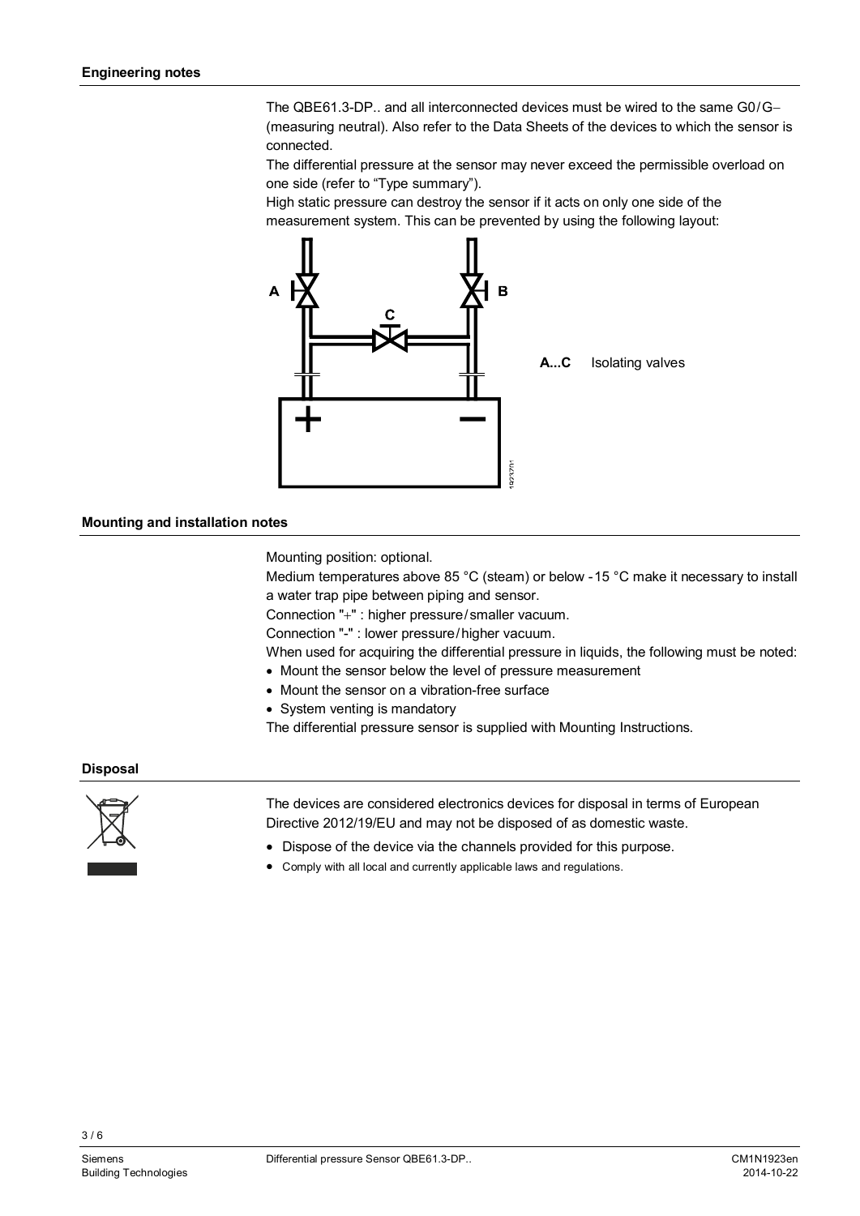## Engineering notes

The QBE61.3-DP.. and all interconnected devices must be wired to the same G0/G− (measuring neutral). Also refer to the Data Sheets of the devices to which the sensor is connected.

The differential pressure at the sensor may never exceed the permissible overload on one side (refer to “Type summary”).

High static pressure can destroy the sensor if it acts on only one side of the measurement system. This can be prevented by using the following layout:

**A...C** Isolating valves

## Mounting and installation notes

Mounting position: optional.

Medium temperatures above 85 °C (steam) or below -15 °C make it necessary to install a water trap pipe between piping and sensor.

Connection "+" : higher pressure/smaller vacuum.

Connection "-" : lower pressure/higher vacuum.

When used for acquiring the differential pressure in liquids, the following must be noted:

- Mount the sensor below the level of pressure measurement
- Mount the sensor on a vibration-free surface
- System venting is mandatory

The differential pressure sensor is supplied with Mounting Instructions.

## Disposal

The devices are considered electronics devices for disposal in terms of European Directive 2012/19/EU and may not be disposed of as domestic waste.

- Dispose of the device via the channels provided for this purpose.
- Comply with all local and currently applicable laws and regulations.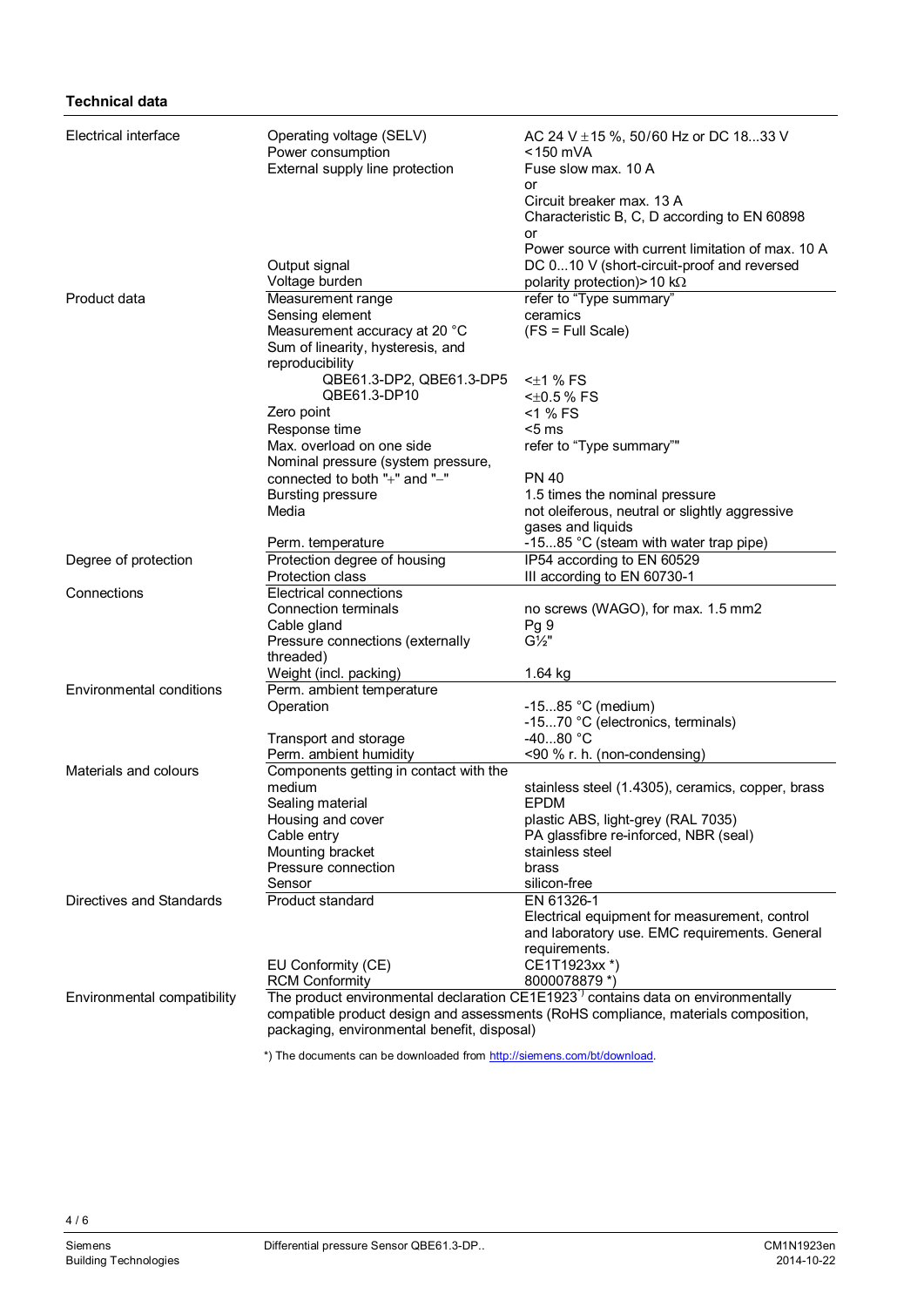## Technical data

| | | |
|---|---|---|
| Electrical interface | Operating voltage (SELV) | AC 24 V ±15 %, 50/60 Hz or DC 18...33 V |
| | Power consumption | < 150 mVA |
| | External supply line protection | Fuse slow max. 10 A<br>or<br>Circuit breaker max. 13 A<br>Characteristic B, C, D according to EN 60898<br>or<br>Power source with current limitation of max. 10 A |
| | Output signal | DC 0...10 V (short-circuit-proof and reversed polarity protection) |
| | Voltage burden | > 10 kΩ |
| Product data | Measurement range | refer to "Type summary" |
| | Sensing element | ceramics |
| | Measurement accuracy at 20 °C | (FS = Full Scale) |
| | Sum of linearity, hysteresis, and reproducibility | |
| | QBE61.3-DP2, QBE61.3-DP5 | <±1 % FS |
| | QBE61.3-DP10 | <±0.5 % FS |
| | Zero point | <1 % FS |
| | Response time | <5 ms |
| | Max. overload on one side | refer to "Type summary"" |
| | Nominal pressure (system pressure, connected to both "+" and "–" | PN 40 |
| | Bursting pressure | 1.5 times the nominal pressure |
| | Media | not oleiferous, neutral or slightly aggressive gases and liquids |
| | Perm. temperature | -15...85 °C (steam with water trap pipe) |
| Degree of protection | Protection degree of housing | IP54 according to EN 60529 |
| | Protection class | III according to EN 60730-1 |
| Connections | Electrical connections | |
| | Connection terminals | no screws (WAGO), for max. 1.5 mm2 |
| | Cable gland | Pg 9 |
| | Pressure connections (externally threaded) | G½" |
| | Weight (incl. packing) | 1.64 kg |
| Environmental conditions | Perm. ambient temperature | |
| | Operation | -15...85 °C (medium)<br>-15...70 °C (electronics, terminals) |
| | Transport and storage | -40...80 °C |
| | Perm. ambient humidity | <90 % r. h. (non-condensing) |
| Materials and colours | Components getting in contact with the medium | stainless steel (1.4305), ceramics, copper, brass |
| | Sealing material | EPDM |
| | Housing and cover | plastic ABS, light-grey (RAL 7035) |
| | Cable entry | PA glassfibre re-inforced, NBR (seal) |
| | Mounting bracket | stainless steel |
| | Pressure connection | brass |
| | Sensor | silicon-free |
| Directives and Standards | Product standard | EN 61326-1<br>Electrical equipment for measurement, control and laboratory use. EMC requirements. General requirements. |
| | EU Conformity (CE) | CE1T1923xx *) |
| | RCM Conformity | 8000078879 *) |
| Environmental compatibility | The product environmental declaration CE1E1923 *) contains data on environmentally compatible product design and assessments (RoHS compliance, materials composition, packaging, environmental benefit, disposal) | |

*) The documents can be downloaded from http://siemens.com/bt/download.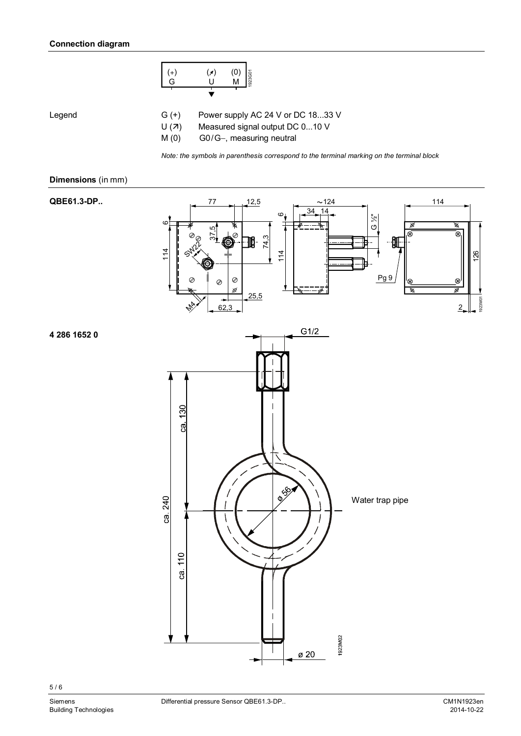### Connection diagram

(+) G    (↗) U    (0) M

1923G01

Legend

G (+)  Power supply AC 24 V or DC 18...33 V

U (↗)  Measured signal output DC 0...10 V

M (0)  G0/G–, measuring neutral

*Note: the symbols in parenthesis correspond to the terminal marking on the terminal block*

### Dimensions (in mm)

**QBE61.3-DP..**

77
12,5
6
37,5
74,3
114
SW22
25,5
M4
62,3
~124
34
14
6
G ½"
114
Pg 9
114
126
2
1923M01

**4 286 1652 0**

G1/2
ca. 130
ca. 240
ø 56
Water trap pipe
ca. 110
ø 20
1923M02